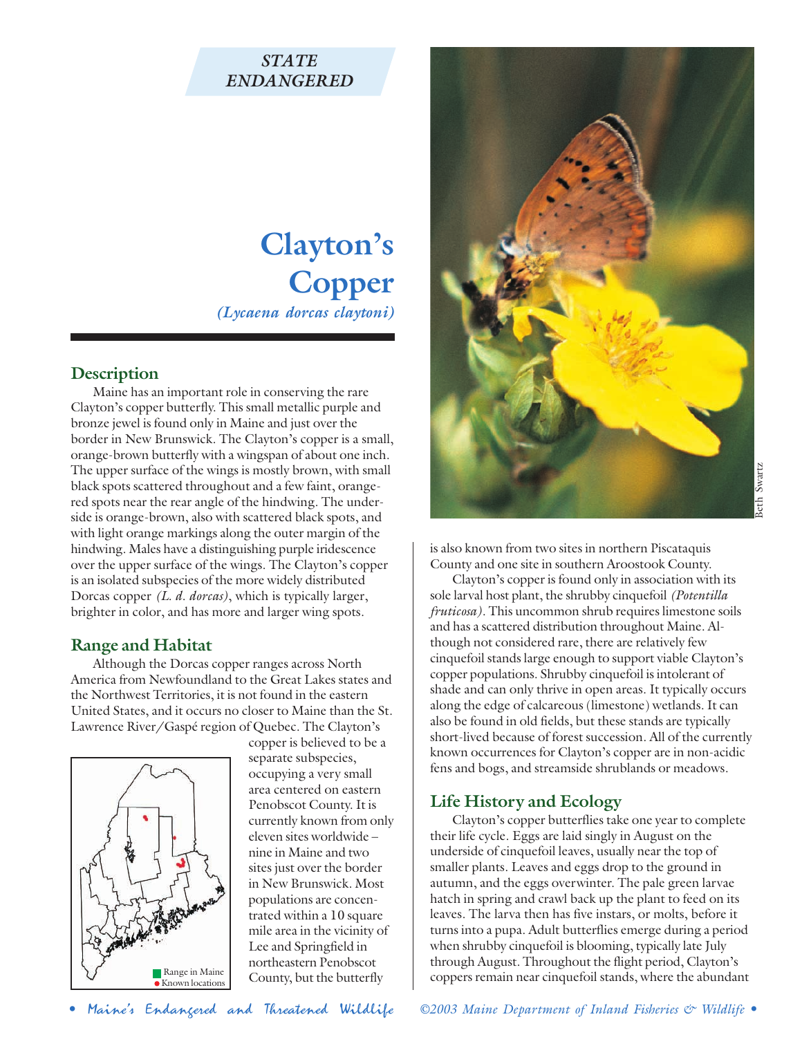*STATE ENDANGERED*

# Clayton's Copper

*(Lycaena dorcas claytoni)*

## Description

Maine has an important role in conserving the rare Clayton's copper butterfly. This small metallic purple and bronze jewel is found only in Maine and just over the border in New Brunswick. The Clayton's copper is a small, orange-brown butterfly with a wingspan of about one inch. The upper surface of the wings is mostly brown, with small black spots scattered throughout and a few faint, orange-red spots near the rear angle of the hindwing. The underside is orange-brown, also with scattered black spots, and with light orange markings along the outer margin of the hindwing. Males have a distinguishing purple iridescence over the upper surface of the wings. The Clayton's copper is an isolated subspecies of the more widely distributed Dorcas copper *(L. d. dorcas)*, which is typically larger, brighter in color, and has more and larger wing spots.

## Range and Habitat

Although the Dorcas copper ranges across North America from Newfoundland to the Great Lakes states and the Northwest Territories, it is not found in the eastern United States, and it occurs no closer to Maine than the St. Lawrence River/Gaspé region of Quebec. The Clayton's copper is believed to be a separate subspecies, occupying a very small area centered on eastern Penobscot County. It is currently known from only eleven sites worldwide – nine in Maine and two sites just over the border in New Brunswick. Most populations are concentrated within a 10 square mile area in the vicinity of Lee and Springfield in northeastern Penobscot County, but the butterfly is also known from two sites in northern Piscataquis County and one site in southern Aroostook County.

Range in Maine
Known locations

Clayton's copper is found only in association with its sole larval host plant, the shrubby cinquefoil *(Potentilla fruticosa)*. This uncommon shrub requires limestone soils and has a scattered distribution throughout Maine. Although not considered rare, there are relatively few cinquefoil stands large enough to support viable Clayton's copper populations. Shrubby cinquefoil is intolerant of shade and can only thrive in open areas. It typically occurs along the edge of calcareous (limestone) wetlands. It can also be found in old fields, but these stands are typically short-lived because of forest succession. All of the currently known occurrences for Clayton's copper are in non-acidic fens and bogs, and streamside shrublands or meadows.

## Life History and Ecology

Clayton's copper butterflies take one year to complete their life cycle. Eggs are laid singly in August on the underside of cinquefoil leaves, usually near the top of smaller plants. Leaves and eggs drop to the ground in autumn, and the eggs overwinter. The pale green larvae hatch in spring and crawl back up the plant to feed on its leaves. The larva then has five instars, or molts, before it turns into a pupa. Adult butterflies emerge during a period when shrubby cinquefoil is blooming, typically late July through August. Throughout the flight period, Clayton's coppers remain near cinquefoil stands, where the abundant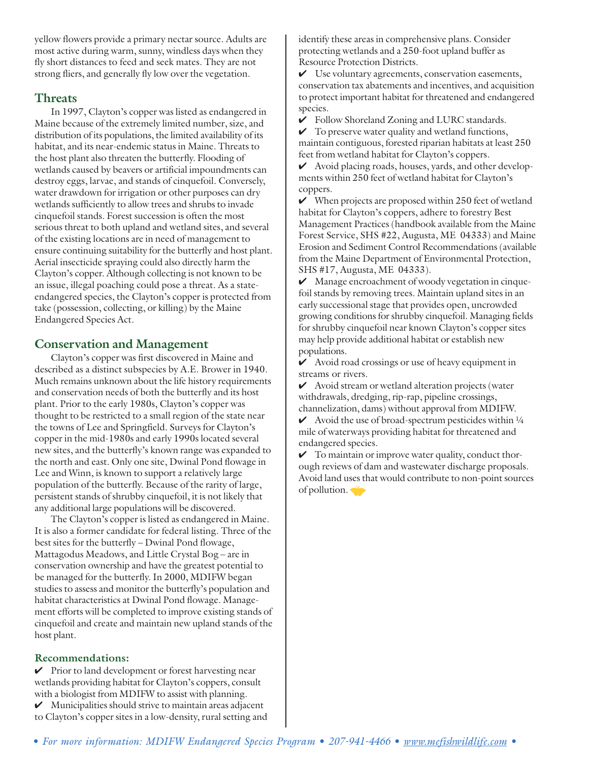yellow flowers provide a primary nectar source. Adults are most active during warm, sunny, windless days when they fly short distances to feed and seek mates. They are not strong fliers, and generally fly low over the vegetation.

## Threats

In 1997, Clayton's copper was listed as endangered in Maine because of the extremely limited number, size, and distribution of its populations, the limited availability of its habitat, and its near-endemic status in Maine. Threats to the host plant also threaten the butterfly. Flooding of wetlands caused by beavers or artificial impoundments can destroy eggs, larvae, and stands of cinquefoil. Conversely, water drawdown for irrigation or other purposes can dry wetlands sufficiently to allow trees and shrubs to invade cinquefoil stands. Forest succession is often the most serious threat to both upland and wetland sites, and several of the existing locations are in need of management to ensure continuing suitability for the butterfly and host plant. Aerial insecticide spraying could also directly harm the Clayton's copper. Although collecting is not known to be an issue, illegal poaching could pose a threat. As a state-endangered species, the Clayton's copper is protected from take (possession, collecting, or killing) by the Maine Endangered Species Act.

## Conservation and Management

Clayton's copper was first discovered in Maine and described as a distinct subspecies by A.E. Brower in 1940. Much remains unknown about the life history requirements and conservation needs of both the butterfly and its host plant. Prior to the early 1980s, Clayton's copper was thought to be restricted to a small region of the state near the towns of Lee and Springfield. Surveys for Clayton's copper in the mid-1980s and early 1990s located several new sites, and the butterfly's known range was expanded to the north and east. Only one site, Dwinal Pond flowage in Lee and Winn, is known to support a relatively large population of the butterfly. Because of the rarity of large, persistent stands of shrubby cinquefoil, it is not likely that any additional large populations will be discovered.

The Clayton's copper is listed as endangered in Maine. It is also a former candidate for federal listing. Three of the best sites for the butterfly – Dwinal Pond flowage, Mattagodus Meadows, and Little Crystal Bog – are in conservation ownership and have the greatest potential to be managed for the butterfly. In 2000, MDIFW began studies to assess and monitor the butterfly's population and habitat characteristics at Dwinal Pond flowage. Management efforts will be completed to improve existing stands of cinquefoil and create and maintain new upland stands of the host plant.

### Recommendations:

✔ Prior to land development or forest harvesting near wetlands providing habitat for Clayton's coppers, consult with a biologist from MDIFW to assist with planning.

✔ Municipalities should strive to maintain areas adjacent to Clayton's copper sites in a low-density, rural setting and identify these areas in comprehensive plans. Consider protecting wetlands and a 250-foot upland buffer as Resource Protection Districts.

✔ Use voluntary agreements, conservation easements, conservation tax abatements and incentives, and acquisition to protect important habitat for threatened and endangered species.

✔ Follow Shoreland Zoning and LURC standards.

✔ To preserve water quality and wetland functions, maintain contiguous, forested riparian habitats at least 250 feet from wetland habitat for Clayton's coppers.

✔ Avoid placing roads, houses, yards, and other developments within 250 feet of wetland habitat for Clayton's coppers.

✔ When projects are proposed within 250 feet of wetland habitat for Clayton's coppers, adhere to forestry Best Management Practices (handbook available from the Maine Forest Service, SHS #22, Augusta, ME 04333) and Maine Erosion and Sediment Control Recommendations (available from the Maine Department of Environmental Protection, SHS #17, Augusta, ME 04333).

✔ Manage encroachment of woody vegetation in cinquefoil stands by removing trees. Maintain upland sites in an early successional stage that provides open, uncrowded growing conditions for shrubby cinquefoil. Managing fields for shrubby cinquefoil near known Clayton's copper sites may help provide additional habitat or establish new populations.

✔ Avoid road crossings or use of heavy equipment in streams or rivers.

✔ Avoid stream or wetland alteration projects (water withdrawals, dredging, rip-rap, pipeline crossings, channelization, dams) without approval from MDIFW.

✔ Avoid the use of broad-spectrum pesticides within ¼ mile of waterways providing habitat for threatened and endangered species.

✔ To maintain or improve water quality, conduct thorough reviews of dam and wastewater discharge proposals. Avoid land uses that would contribute to non-point sources of pollution.

*• For more information: MDIFW Endangered Species Program • 207-941-4466 • www.mefishwildlife.com •*